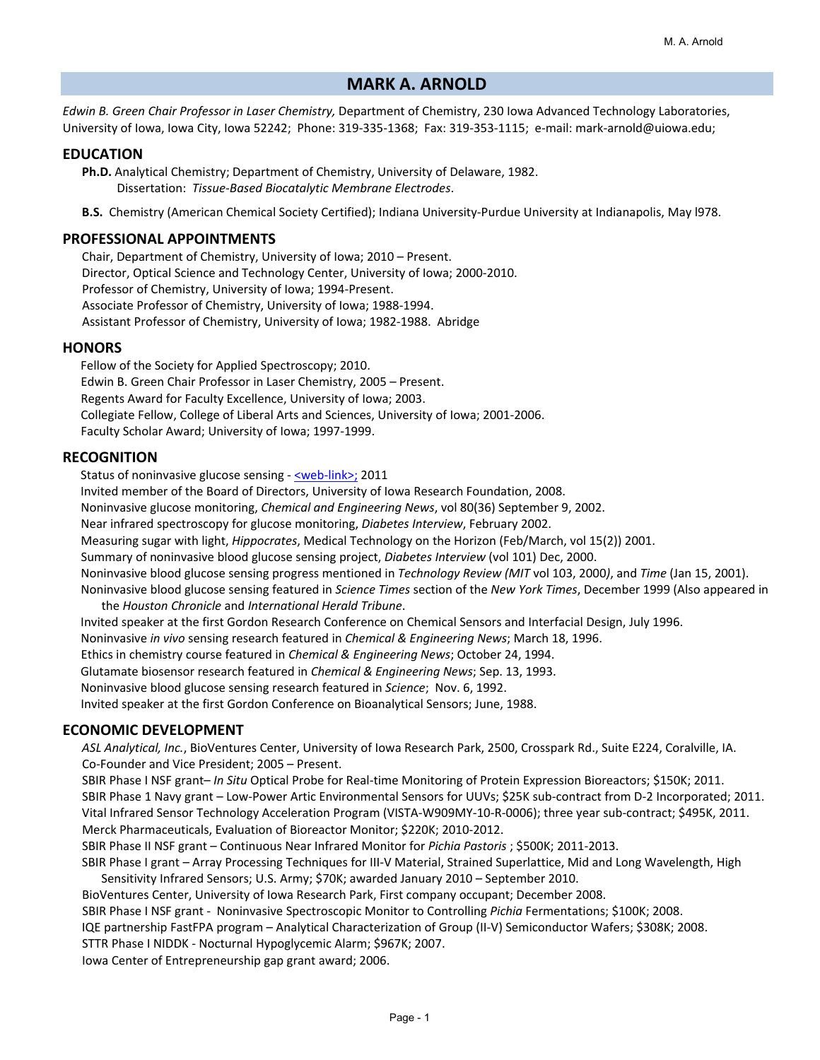# MARK A. ARNOLD

*Edwin B. Green Chair Professor in Laser Chemistry,* Department of Chemistry, 230 Iowa Advanced Technology Laboratories, University of Iowa, Iowa City, Iowa 52242; Phone: 319-335-1368; Fax: 319-353-1115; e-mail: mark-arnold@uiowa.edu;

## EDUCATION

**Ph.D.** Analytical Chemistry; Department of Chemistry, University of Delaware, 1982.
Dissertation: *Tissue-Based Biocatalytic Membrane Electrodes*.

**B.S.** Chemistry (American Chemical Society Certified); Indiana University-Purdue University at Indianapolis, May l978.

## PROFESSIONAL APPOINTMENTS

Chair, Department of Chemistry, University of Iowa; 2010 – Present.
Director, Optical Science and Technology Center, University of Iowa; 2000-2010.
Professor of Chemistry, University of Iowa; 1994-Present.
Associate Professor of Chemistry, University of Iowa; 1988-1994.
Assistant Professor of Chemistry, University of Iowa; 1982-1988. Abridge

## HONORS

Fellow of the Society for Applied Spectroscopy; 2010.
Edwin B. Green Chair Professor in Laser Chemistry, 2005 – Present.
Regents Award for Faculty Excellence, University of Iowa; 2003.
Collegiate Fellow, College of Liberal Arts and Sciences, University of Iowa; 2001-2006.
Faculty Scholar Award; University of Iowa; 1997-1999.

## RECOGNITION

Status of noninvasive glucose sensing - <web-link>; 2011
Invited member of the Board of Directors, University of Iowa Research Foundation, 2008.
Noninvasive glucose monitoring, *Chemical and Engineering News*, vol 80(36) September 9, 2002.
Near infrared spectroscopy for glucose monitoring, *Diabetes Interview*, February 2002.
Measuring sugar with light, *Hippocrates*, Medical Technology on the Horizon (Feb/March, vol 15(2)) 2001.
Summary of noninvasive blood glucose sensing project, *Diabetes Interview* (vol 101) Dec, 2000.
Noninvasive blood glucose sensing progress mentioned in *Technology Review (MIT* vol 103, 2000*)*, and *Time* (Jan 15, 2001).
Noninvasive blood glucose sensing featured in *Science Times* section of the *New York Times*, December 1999 (Also appeared in the *Houston Chronicle* and *International Herald Tribune*.
Invited speaker at the first Gordon Research Conference on Chemical Sensors and Interfacial Design, July 1996.
Noninvasive *in vivo* sensing research featured in *Chemical & Engineering News*; March 18, 1996.
Ethics in chemistry course featured in *Chemical & Engineering News*; October 24, 1994.
Glutamate biosensor research featured in *Chemical & Engineering News*; Sep. 13, 1993.
Noninvasive blood glucose sensing research featured in *Science*; Nov. 6, 1992.
Invited speaker at the first Gordon Conference on Bioanalytical Sensors; June, 1988.

## ECONOMIC DEVELOPMENT

*ASL Analytical, Inc.*, BioVentures Center, University of Iowa Research Park, 2500, Crosspark Rd., Suite E224, Coralville, IA. Co-Founder and Vice President; 2005 – Present.
SBIR Phase I NSF grant– *In Situ* Optical Probe for Real-time Monitoring of Protein Expression Bioreactors; $150K; 2011.
SBIR Phase 1 Navy grant – Low-Power Artic Environmental Sensors for UUVs; $25K sub-contract from D-2 Incorporated; 2011.
Vital Infrared Sensor Technology Acceleration Program (VISTA-W909MY-10-R-0006); three year sub-contract; $495K, 2011.
Merck Pharmaceuticals, Evaluation of Bioreactor Monitor; $220K; 2010-2012.
SBIR Phase II NSF grant – Continuous Near Infrared Monitor for *Pichia Pastoris* ; $500K; 2011-2013.
SBIR Phase I grant – Array Processing Techniques for III-V Material, Strained Superlattice, Mid and Long Wavelength, High Sensitivity Infrared Sensors; U.S. Army; $70K; awarded January 2010 – September 2010.
BioVentures Center, University of Iowa Research Park, First company occupant; December 2008.
SBIR Phase I NSF grant - Noninvasive Spectroscopic Monitor to Controlling *Pichia* Fermentations; $100K; 2008.
IQE partnership FastFPA program – Analytical Characterization of Group (II-V) Semiconductor Wafers; $308K; 2008.
STTR Phase I NIDDK - Nocturnal Hypoglycemic Alarm; $967K; 2007.
Iowa Center of Entrepreneurship gap grant award; 2006.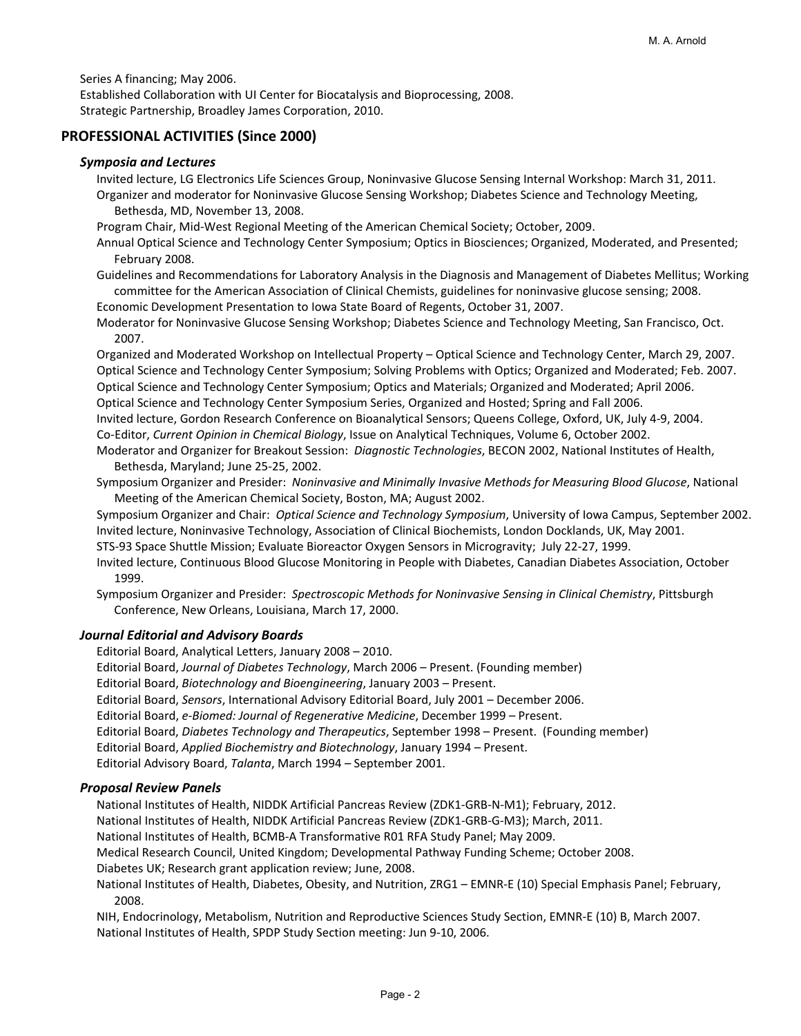Series A financing; May 2006.
Established Collaboration with UI Center for Biocatalysis and Bioprocessing, 2008.
Strategic Partnership, Broadley James Corporation, 2010.

## PROFESSIONAL ACTIVITIES (Since 2000)

### *Symposia and Lectures*

Invited lecture, LG Electronics Life Sciences Group, Noninvasive Glucose Sensing Internal Workshop: March 31, 2011.
Organizer and moderator for Noninvasive Glucose Sensing Workshop; Diabetes Science and Technology Meeting, Bethesda, MD, November 13, 2008.
Program Chair, Mid-West Regional Meeting of the American Chemical Society; October, 2009.
Annual Optical Science and Technology Center Symposium; Optics in Biosciences; Organized, Moderated, and Presented; February 2008.
Guidelines and Recommendations for Laboratory Analysis in the Diagnosis and Management of Diabetes Mellitus; Working committee for the American Association of Clinical Chemists, guidelines for noninvasive glucose sensing; 2008.
Economic Development Presentation to Iowa State Board of Regents, October 31, 2007.
Moderator for Noninvasive Glucose Sensing Workshop; Diabetes Science and Technology Meeting, San Francisco, Oct. 2007.
Organized and Moderated Workshop on Intellectual Property – Optical Science and Technology Center, March 29, 2007.
Optical Science and Technology Center Symposium; Solving Problems with Optics; Organized and Moderated; Feb. 2007.
Optical Science and Technology Center Symposium; Optics and Materials; Organized and Moderated; April 2006.
Optical Science and Technology Center Symposium Series, Organized and Hosted; Spring and Fall 2006.
Invited lecture, Gordon Research Conference on Bioanalytical Sensors; Queens College, Oxford, UK, July 4-9, 2004.
Co-Editor, *Current Opinion in Chemical Biology*, Issue on Analytical Techniques, Volume 6, October 2002.
Moderator and Organizer for Breakout Session: *Diagnostic Technologies*, BECON 2002, National Institutes of Health, Bethesda, Maryland; June 25-25, 2002.
Symposium Organizer and Presider: *Noninvasive and Minimally Invasive Methods for Measuring Blood Glucose*, National Meeting of the American Chemical Society, Boston, MA; August 2002.
Symposium Organizer and Chair: *Optical Science and Technology Symposium*, University of Iowa Campus, September 2002.
Invited lecture, Noninvasive Technology, Association of Clinical Biochemists, London Docklands, UK, May 2001.
STS-93 Space Shuttle Mission; Evaluate Bioreactor Oxygen Sensors in Microgravity; July 22-27, 1999.
Invited lecture, Continuous Blood Glucose Monitoring in People with Diabetes, Canadian Diabetes Association, October 1999.
Symposium Organizer and Presider: *Spectroscopic Methods for Noninvasive Sensing in Clinical Chemistry*, Pittsburgh Conference, New Orleans, Louisiana, March 17, 2000.

### *Journal Editorial and Advisory Boards*

Editorial Board, Analytical Letters, January 2008 – 2010.
Editorial Board, *Journal of Diabetes Technology*, March 2006 – Present. (Founding member)
Editorial Board, *Biotechnology and Bioengineering*, January 2003 – Present.
Editorial Board, *Sensors*, International Advisory Editorial Board, July 2001 – December 2006.
Editorial Board, *e-Biomed: Journal of Regenerative Medicine*, December 1999 – Present.
Editorial Board, *Diabetes Technology and Therapeutics*, September 1998 – Present. (Founding member)
Editorial Board, *Applied Biochemistry and Biotechnology*, January 1994 – Present.
Editorial Advisory Board, *Talanta*, March 1994 – September 2001.

### *Proposal Review Panels*

National Institutes of Health, NIDDK Artificial Pancreas Review (ZDK1-GRB-N-M1); February, 2012.
National Institutes of Health, NIDDK Artificial Pancreas Review (ZDK1-GRB-G-M3); March, 2011.
National Institutes of Health, BCMB-A Transformative R01 RFA Study Panel; May 2009.
Medical Research Council, United Kingdom; Developmental Pathway Funding Scheme; October 2008.
Diabetes UK; Research grant application review; June, 2008.
National Institutes of Health, Diabetes, Obesity, and Nutrition, ZRG1 – EMNR-E (10) Special Emphasis Panel; February, 2008.
NIH, Endocrinology, Metabolism, Nutrition and Reproductive Sciences Study Section, EMNR-E (10) B, March 2007.
National Institutes of Health, SPDP Study Section meeting: Jun 9-10, 2006.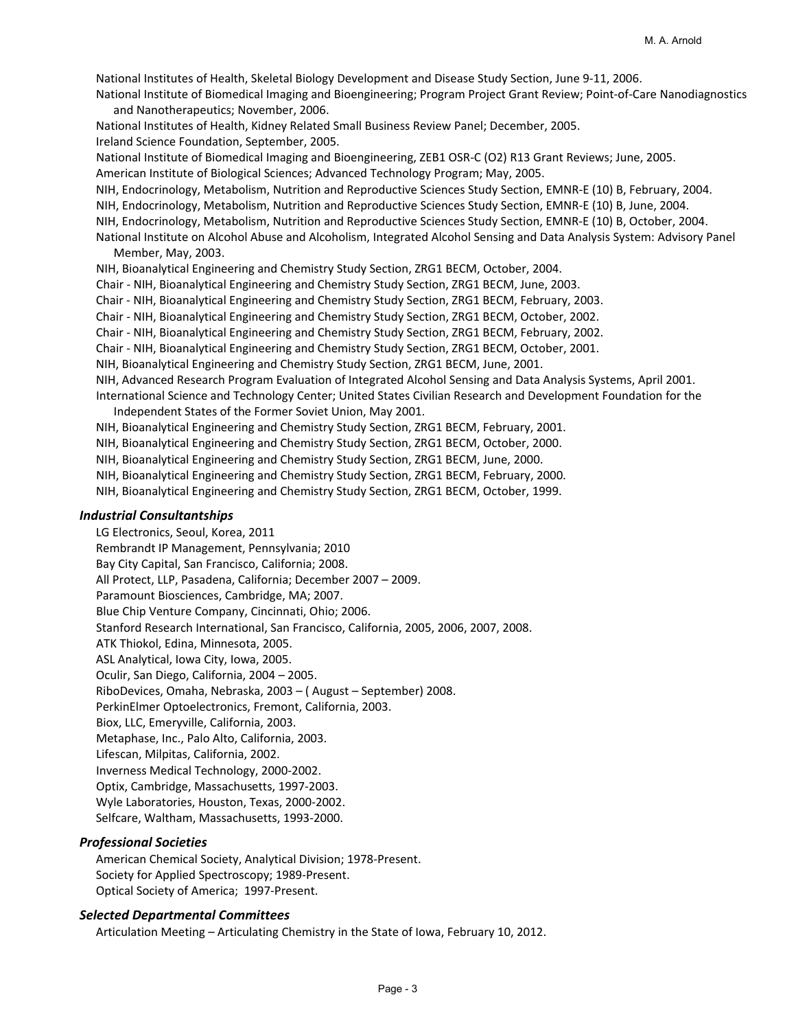National Institutes of Health, Skeletal Biology Development and Disease Study Section, June 9-11, 2006.

National Institute of Biomedical Imaging and Bioengineering; Program Project Grant Review; Point-of-Care Nanodiagnostics and Nanotherapeutics; November, 2006.

National Institutes of Health, Kidney Related Small Business Review Panel; December, 2005.

Ireland Science Foundation, September, 2005.

National Institute of Biomedical Imaging and Bioengineering, ZEB1 OSR-C (O2) R13 Grant Reviews; June, 2005.

American Institute of Biological Sciences; Advanced Technology Program; May, 2005.

NIH, Endocrinology, Metabolism, Nutrition and Reproductive Sciences Study Section, EMNR-E (10) B, February, 2004.

NIH, Endocrinology, Metabolism, Nutrition and Reproductive Sciences Study Section, EMNR-E (10) B, June, 2004.

NIH, Endocrinology, Metabolism, Nutrition and Reproductive Sciences Study Section, EMNR-E (10) B, October, 2004.

National Institute on Alcohol Abuse and Alcoholism, Integrated Alcohol Sensing and Data Analysis System: Advisory Panel Member, May, 2003.

NIH, Bioanalytical Engineering and Chemistry Study Section, ZRG1 BECM, October, 2004.

Chair - NIH, Bioanalytical Engineering and Chemistry Study Section, ZRG1 BECM, June, 2003.

Chair - NIH, Bioanalytical Engineering and Chemistry Study Section, ZRG1 BECM, February, 2003.

Chair - NIH, Bioanalytical Engineering and Chemistry Study Section, ZRG1 BECM, October, 2002.

Chair - NIH, Bioanalytical Engineering and Chemistry Study Section, ZRG1 BECM, February, 2002.

Chair - NIH, Bioanalytical Engineering and Chemistry Study Section, ZRG1 BECM, October, 2001.

NIH, Bioanalytical Engineering and Chemistry Study Section, ZRG1 BECM, June, 2001.

NIH, Advanced Research Program Evaluation of Integrated Alcohol Sensing and Data Analysis Systems, April 2001.

International Science and Technology Center; United States Civilian Research and Development Foundation for the Independent States of the Former Soviet Union, May 2001.

NIH, Bioanalytical Engineering and Chemistry Study Section, ZRG1 BECM, February, 2001.

NIH, Bioanalytical Engineering and Chemistry Study Section, ZRG1 BECM, October, 2000.

NIH, Bioanalytical Engineering and Chemistry Study Section, ZRG1 BECM, June, 2000.

NIH, Bioanalytical Engineering and Chemistry Study Section, ZRG1 BECM, February, 2000.

NIH, Bioanalytical Engineering and Chemistry Study Section, ZRG1 BECM, October, 1999.

### *Industrial Consultantships*

LG Electronics, Seoul, Korea, 2011

Rembrandt IP Management, Pennsylvania; 2010

Bay City Capital, San Francisco, California; 2008.

All Protect, LLP, Pasadena, California; December 2007 – 2009.

Paramount Biosciences, Cambridge, MA; 2007.

Blue Chip Venture Company, Cincinnati, Ohio; 2006.

Stanford Research International, San Francisco, California, 2005, 2006, 2007, 2008.

ATK Thiokol, Edina, Minnesota, 2005.

ASL Analytical, Iowa City, Iowa, 2005.

Oculir, San Diego, California, 2004 – 2005.

RiboDevices, Omaha, Nebraska, 2003 – ( August – September) 2008.

PerkinElmer Optoelectronics, Fremont, California, 2003.

Biox, LLC, Emeryville, California, 2003.

Metaphase, Inc., Palo Alto, California, 2003.

Lifescan, Milpitas, California, 2002.

Inverness Medical Technology, 2000-2002.

Optix, Cambridge, Massachusetts, 1997-2003.

Wyle Laboratories, Houston, Texas, 2000-2002.

Selfcare, Waltham, Massachusetts, 1993-2000.

### *Professional Societies*

American Chemical Society, Analytical Division; 1978-Present.

Society for Applied Spectroscopy; 1989-Present.

Optical Society of America; 1997-Present.

### *Selected Departmental Committees*

Articulation Meeting – Articulating Chemistry in the State of Iowa, February 10, 2012.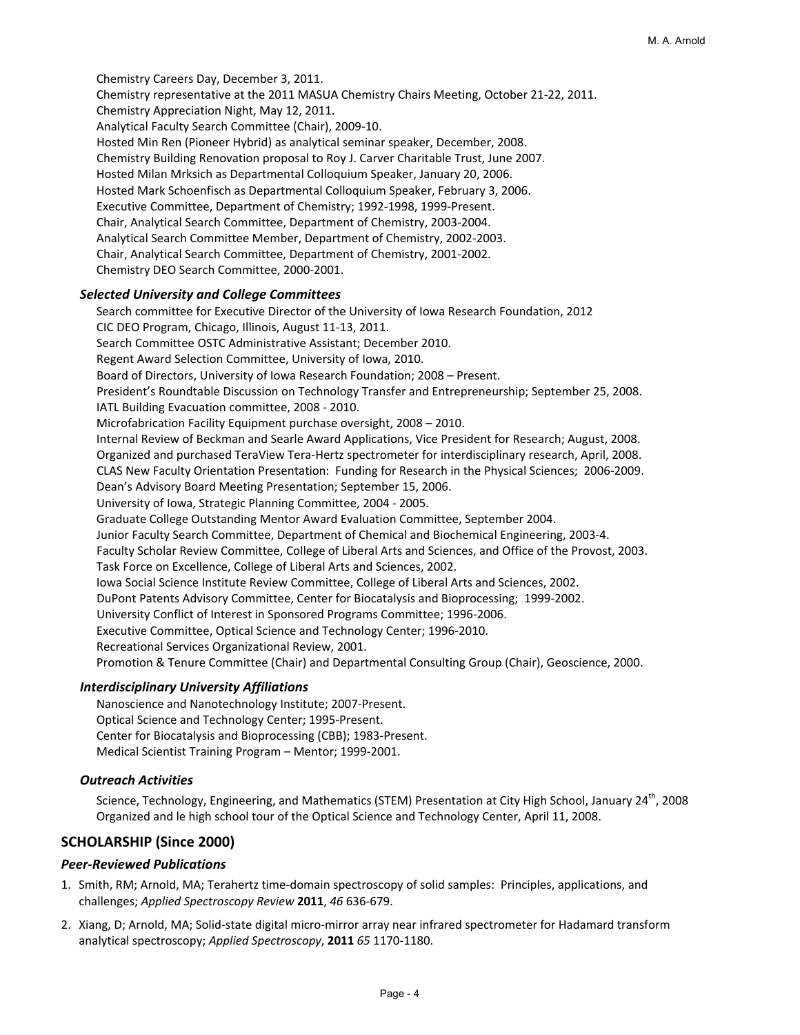Chemistry Careers Day, December 3, 2011.
Chemistry representative at the 2011 MASUA Chemistry Chairs Meeting, October 21-22, 2011.
Chemistry Appreciation Night, May 12, 2011.
Analytical Faculty Search Committee (Chair), 2009-10.
Hosted Min Ren (Pioneer Hybrid) as analytical seminar speaker, December, 2008.
Chemistry Building Renovation proposal to Roy J. Carver Charitable Trust, June 2007.
Hosted Milan Mrksich as Departmental Colloquium Speaker, January 20, 2006.
Hosted Mark Schoenfisch as Departmental Colloquium Speaker, February 3, 2006.
Executive Committee, Department of Chemistry; 1992-1998, 1999-Present.
Chair, Analytical Search Committee, Department of Chemistry, 2003-2004.
Analytical Search Committee Member, Department of Chemistry, 2002-2003.
Chair, Analytical Search Committee, Department of Chemistry, 2001-2002.
Chemistry DEO Search Committee, 2000-2001.

### *Selected University and College Committees*

Search committee for Executive Director of the University of Iowa Research Foundation, 2012
CIC DEO Program, Chicago, Illinois, August 11-13, 2011.
Search Committee OSTC Administrative Assistant; December 2010.
Regent Award Selection Committee, University of Iowa, 2010.
Board of Directors, University of Iowa Research Foundation; 2008 – Present.
President's Roundtable Discussion on Technology Transfer and Entrepreneurship; September 25, 2008.
IATL Building Evacuation committee, 2008 - 2010.
Microfabrication Facility Equipment purchase oversight, 2008 – 2010.
Internal Review of Beckman and Searle Award Applications, Vice President for Research; August, 2008.
Organized and purchased TeraView Tera-Hertz spectrometer for interdisciplinary research, April, 2008.
CLAS New Faculty Orientation Presentation: Funding for Research in the Physical Sciences; 2006-2009.
Dean's Advisory Board Meeting Presentation; September 15, 2006.
University of Iowa, Strategic Planning Committee, 2004 - 2005.
Graduate College Outstanding Mentor Award Evaluation Committee, September 2004.
Junior Faculty Search Committee, Department of Chemical and Biochemical Engineering, 2003-4.
Faculty Scholar Review Committee, College of Liberal Arts and Sciences, and Office of the Provost, 2003.
Task Force on Excellence, College of Liberal Arts and Sciences, 2002.
Iowa Social Science Institute Review Committee, College of Liberal Arts and Sciences, 2002.
DuPont Patents Advisory Committee, Center for Biocatalysis and Bioprocessing; 1999-2002.
University Conflict of Interest in Sponsored Programs Committee; 1996-2006.
Executive Committee, Optical Science and Technology Center; 1996-2010.
Recreational Services Organizational Review, 2001.
Promotion & Tenure Committee (Chair) and Departmental Consulting Group (Chair), Geoscience, 2000.

### *Interdisciplinary University Affiliations*

Nanoscience and Nanotechnology Institute; 2007-Present.
Optical Science and Technology Center; 1995-Present.
Center for Biocatalysis and Bioprocessing (CBB); 1983-Present.
Medical Scientist Training Program – Mentor; 1999-2001.

### *Outreach Activities*

Science, Technology, Engineering, and Mathematics (STEM) Presentation at City High School, January 24th, 2008
Organized and le high school tour of the Optical Science and Technology Center, April 11, 2008.

## SCHOLARSHIP (Since 2000)

### *Peer-Reviewed Publications*

1. Smith, RM; Arnold, MA; Terahertz time-domain spectroscopy of solid samples: Principles, applications, and challenges; *Applied Spectroscopy Review* **2011**, *46* 636-679.
2. Xiang, D; Arnold, MA; Solid-state digital micro-mirror array near infrared spectrometer for Hadamard transform analytical spectroscopy; *Applied Spectroscopy*, **2011** *65* 1170-1180.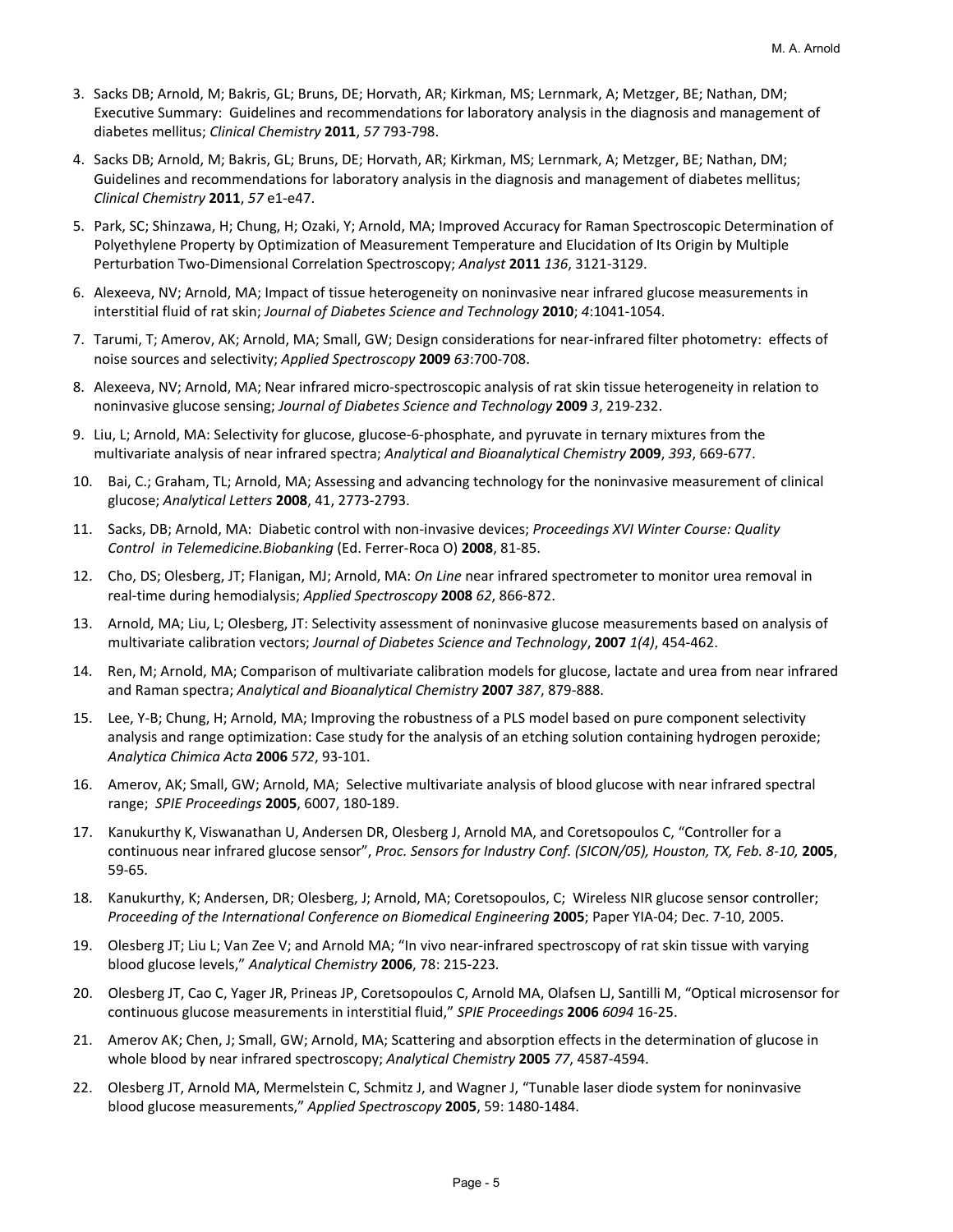3. Sacks DB; Arnold, M; Bakris, GL; Bruns, DE; Horvath, AR; Kirkman, MS; Lernmark, A; Metzger, BE; Nathan, DM; Executive Summary: Guidelines and recommendations for laboratory analysis in the diagnosis and management of diabetes mellitus; *Clinical Chemistry* **2011**, *57* 793-798.

4. Sacks DB; Arnold, M; Bakris, GL; Bruns, DE; Horvath, AR; Kirkman, MS; Lernmark, A; Metzger, BE; Nathan, DM; Guidelines and recommendations for laboratory analysis in the diagnosis and management of diabetes mellitus; *Clinical Chemistry* **2011**, *57* e1-e47.

5. Park, SC; Shinzawa, H; Chung, H; Ozaki, Y; Arnold, MA; Improved Accuracy for Raman Spectroscopic Determination of Polyethylene Property by Optimization of Measurement Temperature and Elucidation of Its Origin by Multiple Perturbation Two-Dimensional Correlation Spectroscopy; *Analyst* **2011** *136*, 3121-3129.

6. Alexeeva, NV; Arnold, MA; Impact of tissue heterogeneity on noninvasive near infrared glucose measurements in interstitial fluid of rat skin; *Journal of Diabetes Science and Technology* **2010**; *4*:1041-1054.

7. Tarumi, T; Amerov, AK; Arnold, MA; Small, GW; Design considerations for near-infrared filter photometry: effects of noise sources and selectivity; *Applied Spectroscopy* **2009** *63*:700-708.

8. Alexeeva, NV; Arnold, MA; Near infrared micro-spectroscopic analysis of rat skin tissue heterogeneity in relation to noninvasive glucose sensing; *Journal of Diabetes Science and Technology* **2009** *3*, 219-232.

9. Liu, L; Arnold, MA: Selectivity for glucose, glucose-6-phosphate, and pyruvate in ternary mixtures from the multivariate analysis of near infrared spectra; *Analytical and Bioanalytical Chemistry* **2009**, *393*, 669-677.

10. Bai, C.; Graham, TL; Arnold, MA; Assessing and advancing technology for the noninvasive measurement of clinical glucose; *Analytical Letters* **2008**, 41, 2773-2793.

11. Sacks, DB; Arnold, MA: Diabetic control with non-invasive devices; *Proceedings XVI Winter Course: Quality Control in Telemedicine.Biobanking* (Ed. Ferrer-Roca O) **2008**, 81-85.

12. Cho, DS; Olesberg, JT; Flanigan, MJ; Arnold, MA: *On Line* near infrared spectrometer to monitor urea removal in real-time during hemodialysis; *Applied Spectroscopy* **2008** *62*, 866-872.

13. Arnold, MA; Liu, L; Olesberg, JT: Selectivity assessment of noninvasive glucose measurements based on analysis of multivariate calibration vectors; *Journal of Diabetes Science and Technology*, **2007** *1(4)*, 454-462.

14. Ren, M; Arnold, MA; Comparison of multivariate calibration models for glucose, lactate and urea from near infrared and Raman spectra; *Analytical and Bioanalytical Chemistry* **2007** *387*, 879-888.

15. Lee, Y-B; Chung, H; Arnold, MA; Improving the robustness of a PLS model based on pure component selectivity analysis and range optimization: Case study for the analysis of an etching solution containing hydrogen peroxide; *Analytica Chimica Acta* **2006** *572*, 93-101.

16. Amerov, AK; Small, GW; Arnold, MA; Selective multivariate analysis of blood glucose with near infrared spectral range; *SPIE Proceedings* **2005**, 6007, 180-189.

17. Kanukurthy K, Viswanathan U, Andersen DR, Olesberg J, Arnold MA, and Coretsopoulos C, "Controller for a continuous near infrared glucose sensor", *Proc. Sensors for Industry Conf. (SICON/05), Houston, TX, Feb. 8-10,* **2005**, 59-65.

18. Kanukurthy, K; Andersen, DR; Olesberg, J; Arnold, MA; Coretsopoulos, C; Wireless NIR glucose sensor controller; *Proceeding of the International Conference on Biomedical Engineering* **2005**; Paper YIA-04; Dec. 7-10, 2005.

19. Olesberg JT; Liu L; Van Zee V; and Arnold MA; "In vivo near-infrared spectroscopy of rat skin tissue with varying blood glucose levels," *Analytical Chemistry* **2006**, 78: 215-223.

20. Olesberg JT, Cao C, Yager JR, Prineas JP, Coretsopoulos C, Arnold MA, Olafsen LJ, Santilli M, "Optical microsensor for continuous glucose measurements in interstitial fluid," *SPIE Proceedings* **2006** *6094* 16-25.

21. Amerov AK; Chen, J; Small, GW; Arnold, MA; Scattering and absorption effects in the determination of glucose in whole blood by near infrared spectroscopy; *Analytical Chemistry* **2005** *77*, 4587-4594.

22. Olesberg JT, Arnold MA, Mermelstein C, Schmitz J, and Wagner J, "Tunable laser diode system for noninvasive blood glucose measurements," *Applied Spectroscopy* **2005**, 59: 1480-1484.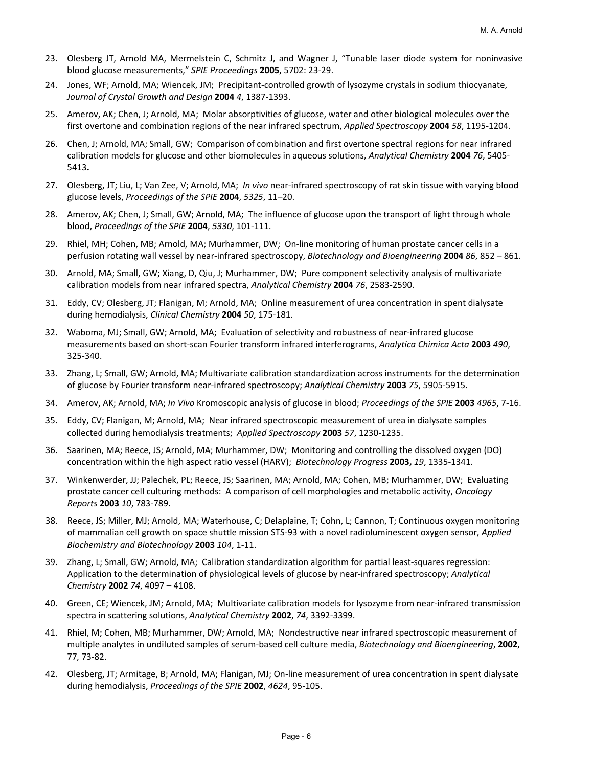23. Olesberg JT, Arnold MA, Mermelstein C, Schmitz J, and Wagner J, "Tunable laser diode system for noninvasive blood glucose measurements," *SPIE Proceedings* **2005**, 5702: 23-29.

24. Jones, WF; Arnold, MA; Wiencek, JM; Precipitant-controlled growth of lysozyme crystals in sodium thiocyanate, *Journal of Crystal Growth and Design* **2004** *4*, 1387-1393.

25. Amerov, AK; Chen, J; Arnold, MA; Molar absorptivities of glucose, water and other biological molecules over the first overtone and combination regions of the near infrared spectrum, *Applied Spectroscopy* **2004** *58*, 1195-1204.

26. Chen, J; Arnold, MA; Small, GW; Comparison of combination and first overtone spectral regions for near infrared calibration models for glucose and other biomolecules in aqueous solutions, *Analytical Chemistry* **2004** *76*, 5405-5413**.**

27. Olesberg, JT; Liu, L; Van Zee, V; Arnold, MA; *In vivo* near-infrared spectroscopy of rat skin tissue with varying blood glucose levels, *Proceedings of the SPIE* **2004**, *5325*, 11–20.

28. Amerov, AK; Chen, J; Small, GW; Arnold, MA; The influence of glucose upon the transport of light through whole blood, *Proceedings of the SPIE* **2004**, *5330*, 101-111.

29. Rhiel, MH; Cohen, MB; Arnold, MA; Murhammer, DW; On-line monitoring of human prostate cancer cells in a perfusion rotating wall vessel by near-infrared spectroscopy, *Biotechnology and Bioengineering* **2004** *86*, 852 – 861.

30. Arnold, MA; Small, GW; Xiang, D, Qiu, J; Murhammer, DW; Pure component selectivity analysis of multivariate calibration models from near infrared spectra, *Analytical Chemistry* **2004** *76*, 2583-2590.

31. Eddy, CV; Olesberg, JT; Flanigan, M; Arnold, MA; Online measurement of urea concentration in spent dialysate during hemodialysis, *Clinical Chemistry* **2004** *50*, 175-181.

32. Waboma, MJ; Small, GW; Arnold, MA; Evaluation of selectivity and robustness of near-infrared glucose measurements based on short-scan Fourier transform infrared interferograms, *Analytica Chimica Acta* **2003** *490*, 325-340.

33. Zhang, L; Small, GW; Arnold, MA; Multivariate calibration standardization across instruments for the determination of glucose by Fourier transform near-infrared spectroscopy; *Analytical Chemistry* **2003** *75*, 5905-5915.

34. Amerov, AK; Arnold, MA; *In Vivo* Kromoscopic analysis of glucose in blood; *Proceedings of the SPIE* **2003** *4965*, 7-16.

35. Eddy, CV; Flanigan, M; Arnold, MA; Near infrared spectroscopic measurement of urea in dialysate samples collected during hemodialysis treatments; *Applied Spectroscopy* **2003** *57*, 1230-1235.

36. Saarinen, MA; Reece, JS; Arnold, MA; Murhammer, DW; Monitoring and controlling the dissolved oxygen (DO) concentration within the high aspect ratio vessel (HARV); *Biotechnology Progress* **2003,** *19*, 1335-1341.

37. Winkenwerder, JJ; Palechek, PL; Reece, JS; Saarinen, MA; Arnold, MA; Cohen, MB; Murhammer, DW; Evaluating prostate cancer cell culturing methods: A comparison of cell morphologies and metabolic activity, *Oncology Reports* **2003** *10*, 783-789.

38. Reece, JS; Miller, MJ; Arnold, MA; Waterhouse, C; Delaplaine, T; Cohn, L; Cannon, T; Continuous oxygen monitoring of mammalian cell growth on space shuttle mission STS-93 with a novel radioluminescent oxygen sensor, *Applied Biochemistry and Biotechnology* **2003** *104*, 1-11.

39. Zhang, L; Small, GW; Arnold, MA; Calibration standardization algorithm for partial least-squares regression: Application to the determination of physiological levels of glucose by near-infrared spectroscopy; *Analytical Chemistry* **2002** *74*, 4097 – 4108.

40. Green, CE; Wiencek, JM; Arnold, MA; Multivariate calibration models for lysozyme from near-infrared transmission spectra in scattering solutions, *Analytical Chemistry* **2002**, *74*, 3392-3399.

41. Rhiel, M; Cohen, MB; Murhammer, DW; Arnold, MA; Nondestructive near infrared spectroscopic measurement of multiple analytes in undiluted samples of serum-based cell culture media, *Biotechnology and Bioengineering*, **2002**, 77*,* 73-82.

42. Olesberg, JT; Armitage, B; Arnold, MA; Flanigan, MJ; On-line measurement of urea concentration in spent dialysate during hemodialysis, *Proceedings of the SPIE* **2002**, *4624*, 95-105.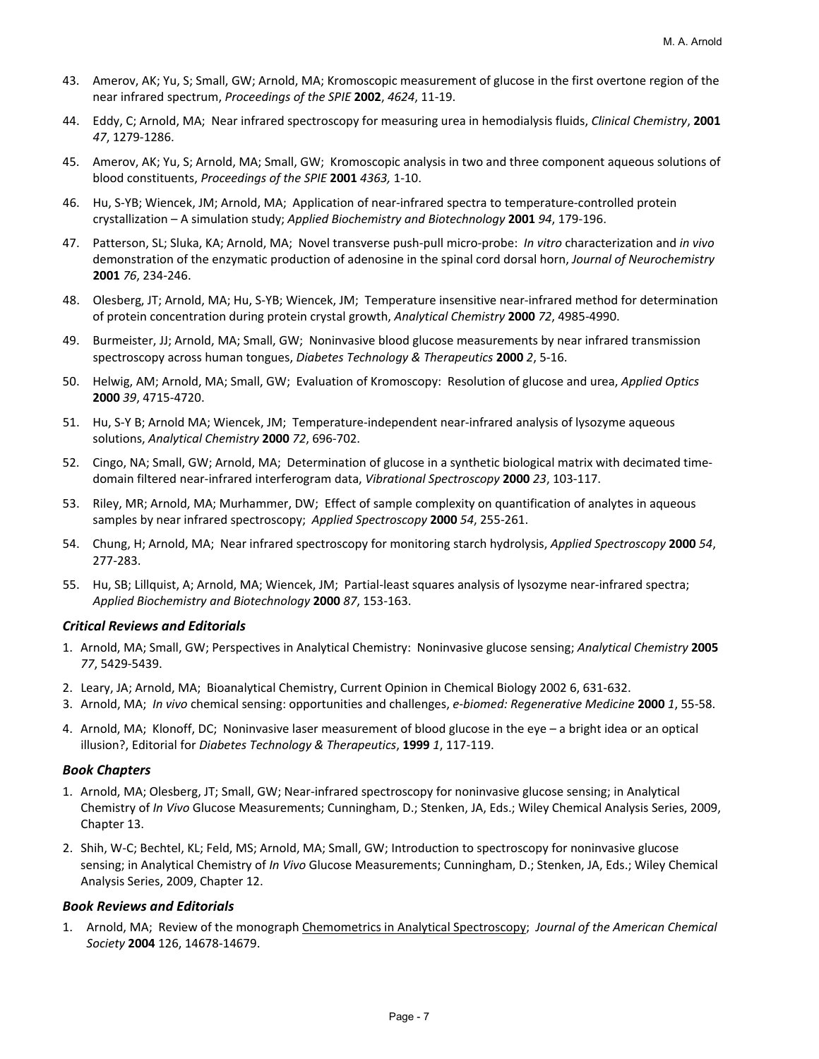43. Amerov, AK; Yu, S; Small, GW; Arnold, MA; Kromoscopic measurement of glucose in the first overtone region of the near infrared spectrum, *Proceedings of the SPIE* **2002**, *4624*, 11-19.

44. Eddy, C; Arnold, MA; Near infrared spectroscopy for measuring urea in hemodialysis fluids, *Clinical Chemistry*, **2001** *47*, 1279-1286.

45. Amerov, AK; Yu, S; Arnold, MA; Small, GW; Kromoscopic analysis in two and three component aqueous solutions of blood constituents, *Proceedings of the SPIE* **2001** *4363,* 1-10.

46. Hu, S-YB; Wiencek, JM; Arnold, MA; Application of near-infrared spectra to temperature-controlled protein crystallization – A simulation study; *Applied Biochemistry and Biotechnology* **2001** *94*, 179-196.

47. Patterson, SL; Sluka, KA; Arnold, MA; Novel transverse push-pull micro-probe: *In vitro* characterization and *in vivo* demonstration of the enzymatic production of adenosine in the spinal cord dorsal horn, *Journal of Neurochemistry* **2001** *76*, 234-246.

48. Olesberg, JT; Arnold, MA; Hu, S-YB; Wiencek, JM; Temperature insensitive near-infrared method for determination of protein concentration during protein crystal growth, *Analytical Chemistry* **2000** *72*, 4985-4990.

49. Burmeister, JJ; Arnold, MA; Small, GW; Noninvasive blood glucose measurements by near infrared transmission spectroscopy across human tongues, *Diabetes Technology & Therapeutics* **2000** *2*, 5-16.

50. Helwig, AM; Arnold, MA; Small, GW; Evaluation of Kromoscopy: Resolution of glucose and urea, *Applied Optics* **2000** *39*, 4715-4720.

51. Hu, S-Y B; Arnold MA; Wiencek, JM; Temperature-independent near-infrared analysis of lysozyme aqueous solutions, *Analytical Chemistry* **2000** *72*, 696-702.

52. Cingo, NA; Small, GW; Arnold, MA; Determination of glucose in a synthetic biological matrix with decimated time-domain filtered near-infrared interferogram data, *Vibrational Spectroscopy* **2000** *23*, 103-117.

53. Riley, MR; Arnold, MA; Murhammer, DW; Effect of sample complexity on quantification of analytes in aqueous samples by near infrared spectroscopy; *Applied Spectroscopy* **2000** *54*, 255-261.

54. Chung, H; Arnold, MA; Near infrared spectroscopy for monitoring starch hydrolysis, *Applied Spectroscopy* **2000** *54*, 277-283.

55. Hu, SB; Lillquist, A; Arnold, MA; Wiencek, JM; Partial-least squares analysis of lysozyme near-infrared spectra; *Applied Biochemistry and Biotechnology* **2000** *87*, 153-163.

### *Critical Reviews and Editorials*

1. Arnold, MA; Small, GW; Perspectives in Analytical Chemistry: Noninvasive glucose sensing; *Analytical Chemistry* **2005** *77*, 5429-5439.
2. Leary, JA; Arnold, MA; Bioanalytical Chemistry, Current Opinion in Chemical Biology 2002 6, 631-632.
3. Arnold, MA; *In vivo* chemical sensing: opportunities and challenges, *e-biomed: Regenerative Medicine* **2000** *1*, 55-58.
4. Arnold, MA; Klonoff, DC; Noninvasive laser measurement of blood glucose in the eye – a bright idea or an optical illusion?, Editorial for *Diabetes Technology & Therapeutics*, **1999** *1*, 117-119.

### *Book Chapters*

1. Arnold, MA; Olesberg, JT; Small, GW; Near-infrared spectroscopy for noninvasive glucose sensing; in Analytical Chemistry of *In Vivo* Glucose Measurements; Cunningham, D.; Stenken, JA, Eds.; Wiley Chemical Analysis Series, 2009, Chapter 13.
2. Shih, W-C; Bechtel, KL; Feld, MS; Arnold, MA; Small, GW; Introduction to spectroscopy for noninvasive glucose sensing; in Analytical Chemistry of *In Vivo* Glucose Measurements; Cunningham, D.; Stenken, JA, Eds.; Wiley Chemical Analysis Series, 2009, Chapter 12.

### *Book Reviews and Editorials*

1. Arnold, MA; Review of the monograph Chemometrics in Analytical Spectroscopy; *Journal of the American Chemical Society* **2004** 126, 14678-14679.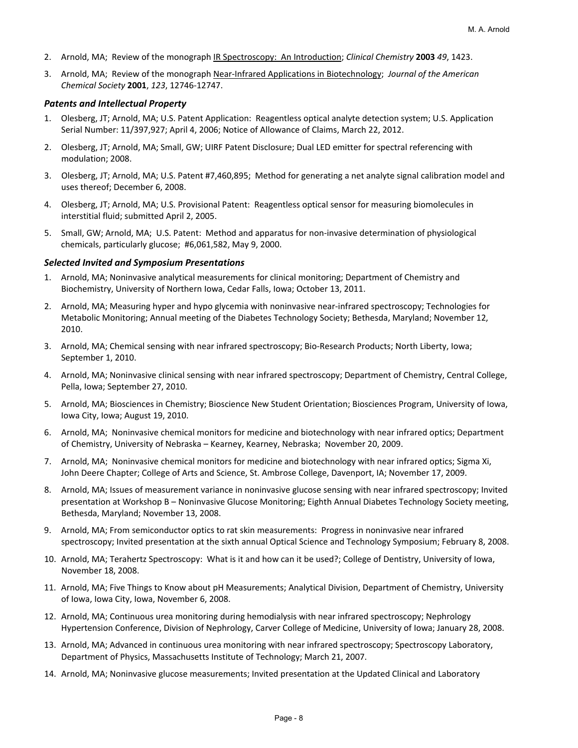2. Arnold, MA; Review of the monograph <u>IR Spectroscopy: An Introduction</u>; *Clinical Chemistry* **2003** *49*, 1423.
3. Arnold, MA; Review of the monograph <u>Near-Infrared Applications in Biotechnology</u>; *Journal of the American Chemical Society* **2001**, *123*, 12746-12747.

### *Patents and Intellectual Property*

1. Olesberg, JT; Arnold, MA; U.S. Patent Application: Reagentless optical analyte detection system; U.S. Application Serial Number: 11/397,927; April 4, 2006; Notice of Allowance of Claims, March 22, 2012.
2. Olesberg, JT; Arnold, MA; Small, GW; UIRF Patent Disclosure; Dual LED emitter for spectral referencing with modulation; 2008.
3. Olesberg, JT; Arnold, MA; U.S. Patent #7,460,895; Method for generating a net analyte signal calibration model and uses thereof; December 6, 2008.
4. Olesberg, JT; Arnold, MA; U.S. Provisional Patent: Reagentless optical sensor for measuring biomolecules in interstitial fluid; submitted April 2, 2005.
5. Small, GW; Arnold, MA; U.S. Patent: Method and apparatus for non-invasive determination of physiological chemicals, particularly glucose; #6,061,582, May 9, 2000.

### *Selected Invited and Symposium Presentations*

1. Arnold, MA; Noninvasive analytical measurements for clinical monitoring; Department of Chemistry and Biochemistry, University of Northern Iowa, Cedar Falls, Iowa; October 13, 2011.
2. Arnold, MA; Measuring hyper and hypo glycemia with noninvasive near-infrared spectroscopy; Technologies for Metabolic Monitoring; Annual meeting of the Diabetes Technology Society; Bethesda, Maryland; November 12, 2010.
3. Arnold, MA; Chemical sensing with near infrared spectroscopy; Bio-Research Products; North Liberty, Iowa; September 1, 2010.
4. Arnold, MA; Noninvasive clinical sensing with near infrared spectroscopy; Department of Chemistry, Central College, Pella, Iowa; September 27, 2010.
5. Arnold, MA; Biosciences in Chemistry; Bioscience New Student Orientation; Biosciences Program, University of Iowa, Iowa City, Iowa; August 19, 2010.
6. Arnold, MA; Noninvasive chemical monitors for medicine and biotechnology with near infrared optics; Department of Chemistry, University of Nebraska – Kearney, Kearney, Nebraska; November 20, 2009.
7. Arnold, MA; Noninvasive chemical monitors for medicine and biotechnology with near infrared optics; Sigma Xi, John Deere Chapter; College of Arts and Science, St. Ambrose College, Davenport, IA; November 17, 2009.
8. Arnold, MA; Issues of measurement variance in noninvasive glucose sensing with near infrared spectroscopy; Invited presentation at Workshop B – Noninvasive Glucose Monitoring; Eighth Annual Diabetes Technology Society meeting, Bethesda, Maryland; November 13, 2008.
9. Arnold, MA; From semiconductor optics to rat skin measurements: Progress in noninvasive near infrared spectroscopy; Invited presentation at the sixth annual Optical Science and Technology Symposium; February 8, 2008.
10. Arnold, MA; Terahertz Spectroscopy: What is it and how can it be used?; College of Dentistry, University of Iowa, November 18, 2008.
11. Arnold, MA; Five Things to Know about pH Measurements; Analytical Division, Department of Chemistry, University of Iowa, Iowa City, Iowa, November 6, 2008.
12. Arnold, MA; Continuous urea monitoring during hemodialysis with near infrared spectroscopy; Nephrology Hypertension Conference, Division of Nephrology, Carver College of Medicine, University of Iowa; January 28, 2008.
13. Arnold, MA; Advanced in continuous urea monitoring with near infrared spectroscopy; Spectroscopy Laboratory, Department of Physics, Massachusetts Institute of Technology; March 21, 2007.
14. Arnold, MA; Noninvasive glucose measurements; Invited presentation at the Updated Clinical and Laboratory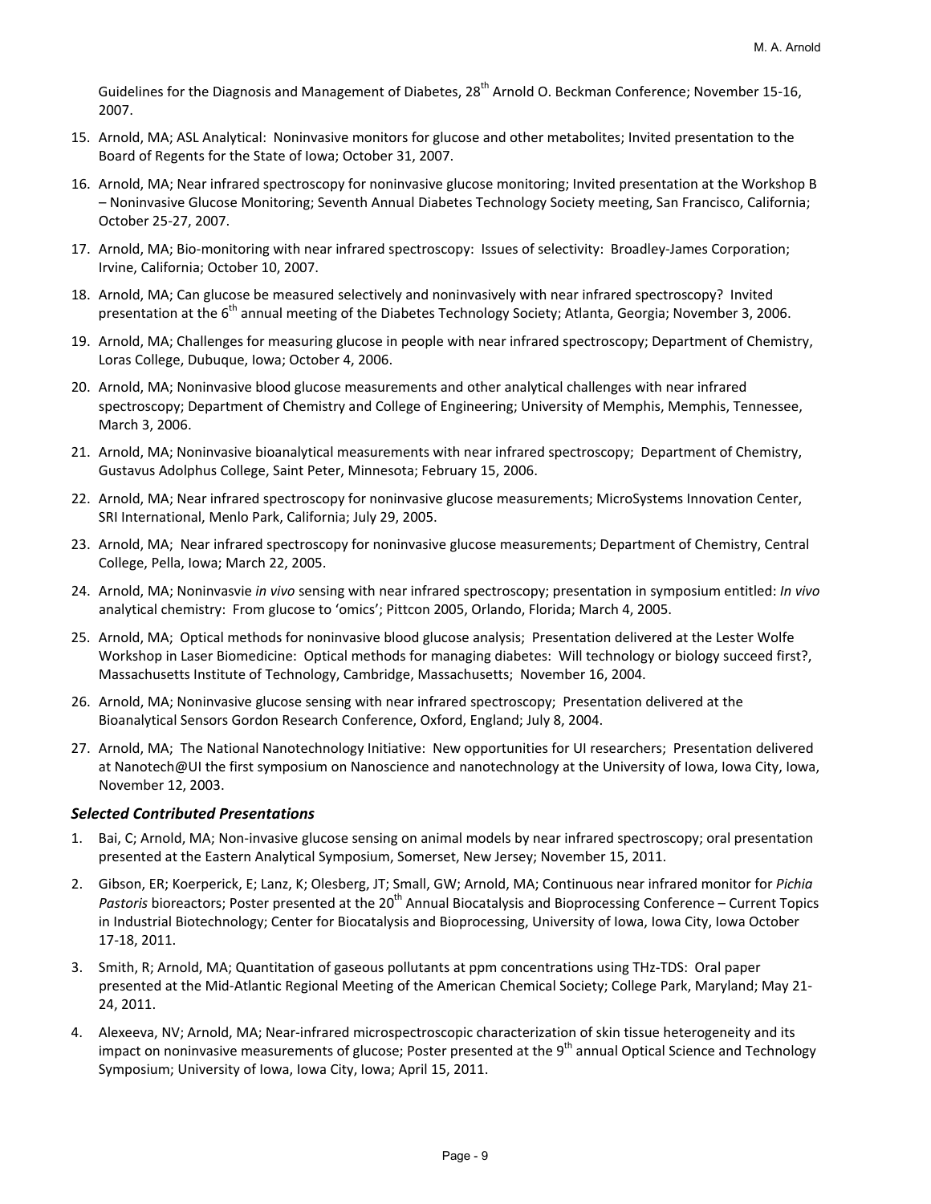Guidelines for the Diagnosis and Management of Diabetes, 28th Arnold O. Beckman Conference; November 15-16, 2007.

15. Arnold, MA; ASL Analytical: Noninvasive monitors for glucose and other metabolites; Invited presentation to the Board of Regents for the State of Iowa; October 31, 2007.
16. Arnold, MA; Near infrared spectroscopy for noninvasive glucose monitoring; Invited presentation at the Workshop B – Noninvasive Glucose Monitoring; Seventh Annual Diabetes Technology Society meeting, San Francisco, California; October 25-27, 2007.
17. Arnold, MA; Bio-monitoring with near infrared spectroscopy: Issues of selectivity: Broadley-James Corporation; Irvine, California; October 10, 2007.
18. Arnold, MA; Can glucose be measured selectively and noninvasively with near infrared spectroscopy? Invited presentation at the 6th annual meeting of the Diabetes Technology Society; Atlanta, Georgia; November 3, 2006.
19. Arnold, MA; Challenges for measuring glucose in people with near infrared spectroscopy; Department of Chemistry, Loras College, Dubuque, Iowa; October 4, 2006.
20. Arnold, MA; Noninvasive blood glucose measurements and other analytical challenges with near infrared spectroscopy; Department of Chemistry and College of Engineering; University of Memphis, Memphis, Tennessee, March 3, 2006.
21. Arnold, MA; Noninvasive bioanalytical measurements with near infrared spectroscopy; Department of Chemistry, Gustavus Adolphus College, Saint Peter, Minnesota; February 15, 2006.
22. Arnold, MA; Near infrared spectroscopy for noninvasive glucose measurements; MicroSystems Innovation Center, SRI International, Menlo Park, California; July 29, 2005.
23. Arnold, MA; Near infrared spectroscopy for noninvasive glucose measurements; Department of Chemistry, Central College, Pella, Iowa; March 22, 2005.
24. Arnold, MA; Noninvasvie *in vivo* sensing with near infrared spectroscopy; presentation in symposium entitled: *In vivo* analytical chemistry: From glucose to 'omics'; Pittcon 2005, Orlando, Florida; March 4, 2005.
25. Arnold, MA; Optical methods for noninvasive blood glucose analysis; Presentation delivered at the Lester Wolfe Workshop in Laser Biomedicine: Optical methods for managing diabetes: Will technology or biology succeed first?, Massachusetts Institute of Technology, Cambridge, Massachusetts; November 16, 2004.
26. Arnold, MA; Noninvasive glucose sensing with near infrared spectroscopy; Presentation delivered at the Bioanalytical Sensors Gordon Research Conference, Oxford, England; July 8, 2004.
27. Arnold, MA; The National Nanotechnology Initiative: New opportunities for UI researchers; Presentation delivered at Nanotech@UI the first symposium on Nanoscience and nanotechnology at the University of Iowa, Iowa City, Iowa, November 12, 2003.

### *Selected Contributed Presentations*

1. Bai, C; Arnold, MA; Non-invasive glucose sensing on animal models by near infrared spectroscopy; oral presentation presented at the Eastern Analytical Symposium, Somerset, New Jersey; November 15, 2011.
2. Gibson, ER; Koerperick, E; Lanz, K; Olesberg, JT; Small, GW; Arnold, MA; Continuous near infrared monitor for *Pichia Pastoris* bioreactors; Poster presented at the 20th Annual Biocatalysis and Bioprocessing Conference – Current Topics in Industrial Biotechnology; Center for Biocatalysis and Bioprocessing, University of Iowa, Iowa City, Iowa October 17-18, 2011.
3. Smith, R; Arnold, MA; Quantitation of gaseous pollutants at ppm concentrations using THz-TDS: Oral paper presented at the Mid-Atlantic Regional Meeting of the American Chemical Society; College Park, Maryland; May 21-24, 2011.
4. Alexeeva, NV; Arnold, MA; Near-infrared microspectroscopic characterization of skin tissue heterogeneity and its impact on noninvasive measurements of glucose; Poster presented at the 9th annual Optical Science and Technology Symposium; University of Iowa, Iowa City, Iowa; April 15, 2011.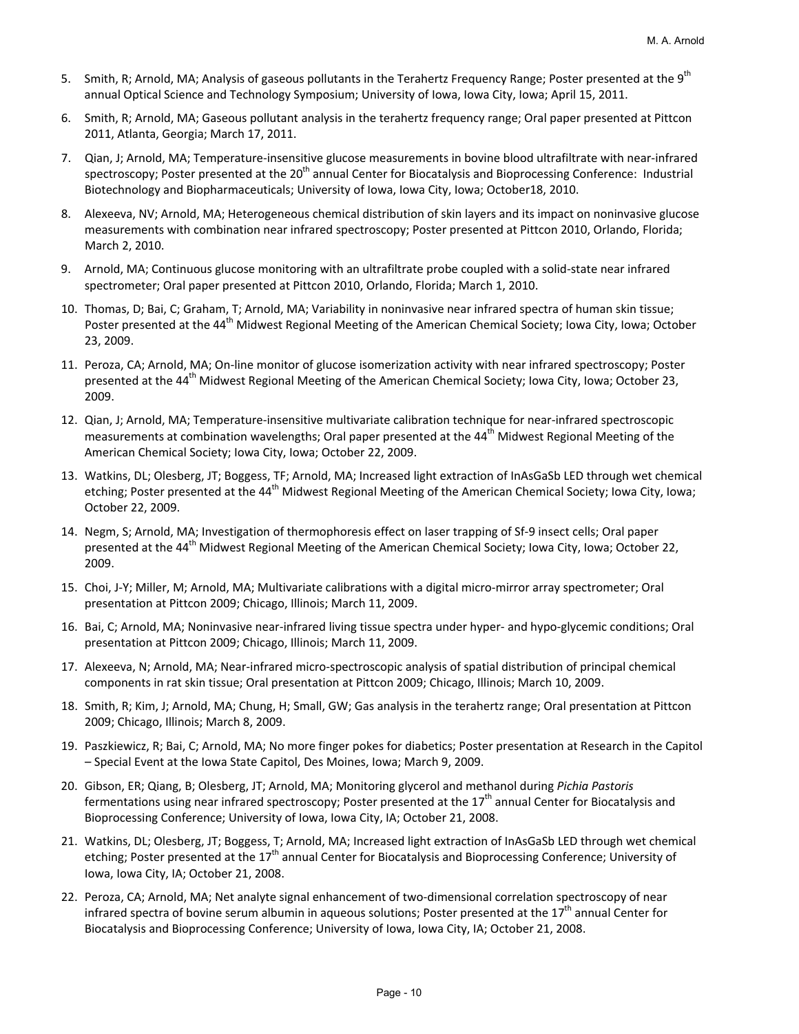5. Smith, R; Arnold, MA; Analysis of gaseous pollutants in the Terahertz Frequency Range; Poster presented at the 9th annual Optical Science and Technology Symposium; University of Iowa, Iowa City, Iowa; April 15, 2011.
6. Smith, R; Arnold, MA; Gaseous pollutant analysis in the terahertz frequency range; Oral paper presented at Pittcon 2011, Atlanta, Georgia; March 17, 2011.
7. Qian, J; Arnold, MA; Temperature-insensitive glucose measurements in bovine blood ultrafiltrate with near-infrared spectroscopy; Poster presented at the 20th annual Center for Biocatalysis and Bioprocessing Conference: Industrial Biotechnology and Biopharmaceuticals; University of Iowa, Iowa City, Iowa; October18, 2010.
8. Alexeeva, NV; Arnold, MA; Heterogeneous chemical distribution of skin layers and its impact on noninvasive glucose measurements with combination near infrared spectroscopy; Poster presented at Pittcon 2010, Orlando, Florida; March 2, 2010.
9. Arnold, MA; Continuous glucose monitoring with an ultrafiltrate probe coupled with a solid-state near infrared spectrometer; Oral paper presented at Pittcon 2010, Orlando, Florida; March 1, 2010.
10. Thomas, D; Bai, C; Graham, T; Arnold, MA; Variability in noninvasive near infrared spectra of human skin tissue; Poster presented at the 44th Midwest Regional Meeting of the American Chemical Society; Iowa City, Iowa; October 23, 2009.
11. Peroza, CA; Arnold, MA; On-line monitor of glucose isomerization activity with near infrared spectroscopy; Poster presented at the 44th Midwest Regional Meeting of the American Chemical Society; Iowa City, Iowa; October 23, 2009.
12. Qian, J; Arnold, MA; Temperature-insensitive multivariate calibration technique for near-infrared spectroscopic measurements at combination wavelengths; Oral paper presented at the 44th Midwest Regional Meeting of the American Chemical Society; Iowa City, Iowa; October 22, 2009.
13. Watkins, DL; Olesberg, JT; Boggess, TF; Arnold, MA; Increased light extraction of InAsGaSb LED through wet chemical etching; Poster presented at the 44th Midwest Regional Meeting of the American Chemical Society; Iowa City, Iowa; October 22, 2009.
14. Negm, S; Arnold, MA; Investigation of thermophoresis effect on laser trapping of Sf-9 insect cells; Oral paper presented at the 44th Midwest Regional Meeting of the American Chemical Society; Iowa City, Iowa; October 22, 2009.
15. Choi, J-Y; Miller, M; Arnold, MA; Multivariate calibrations with a digital micro-mirror array spectrometer; Oral presentation at Pittcon 2009; Chicago, Illinois; March 11, 2009.
16. Bai, C; Arnold, MA; Noninvasive near-infrared living tissue spectra under hyper- and hypo-glycemic conditions; Oral presentation at Pittcon 2009; Chicago, Illinois; March 11, 2009.
17. Alexeeva, N; Arnold, MA; Near-infrared micro-spectroscopic analysis of spatial distribution of principal chemical components in rat skin tissue; Oral presentation at Pittcon 2009; Chicago, Illinois; March 10, 2009.
18. Smith, R; Kim, J; Arnold, MA; Chung, H; Small, GW; Gas analysis in the terahertz range; Oral presentation at Pittcon 2009; Chicago, Illinois; March 8, 2009.
19. Paszkiewicz, R; Bai, C; Arnold, MA; No more finger pokes for diabetics; Poster presentation at Research in the Capitol – Special Event at the Iowa State Capitol, Des Moines, Iowa; March 9, 2009.
20. Gibson, ER; Qiang, B; Olesberg, JT; Arnold, MA; Monitoring glycerol and methanol during *Pichia Pastoris* fermentations using near infrared spectroscopy; Poster presented at the 17th annual Center for Biocatalysis and Bioprocessing Conference; University of Iowa, Iowa City, IA; October 21, 2008.
21. Watkins, DL; Olesberg, JT; Boggess, T; Arnold, MA; Increased light extraction of InAsGaSb LED through wet chemical etching; Poster presented at the 17th annual Center for Biocatalysis and Bioprocessing Conference; University of Iowa, Iowa City, IA; October 21, 2008.
22. Peroza, CA; Arnold, MA; Net analyte signal enhancement of two-dimensional correlation spectroscopy of near infrared spectra of bovine serum albumin in aqueous solutions; Poster presented at the 17th annual Center for Biocatalysis and Bioprocessing Conference; University of Iowa, Iowa City, IA; October 21, 2008.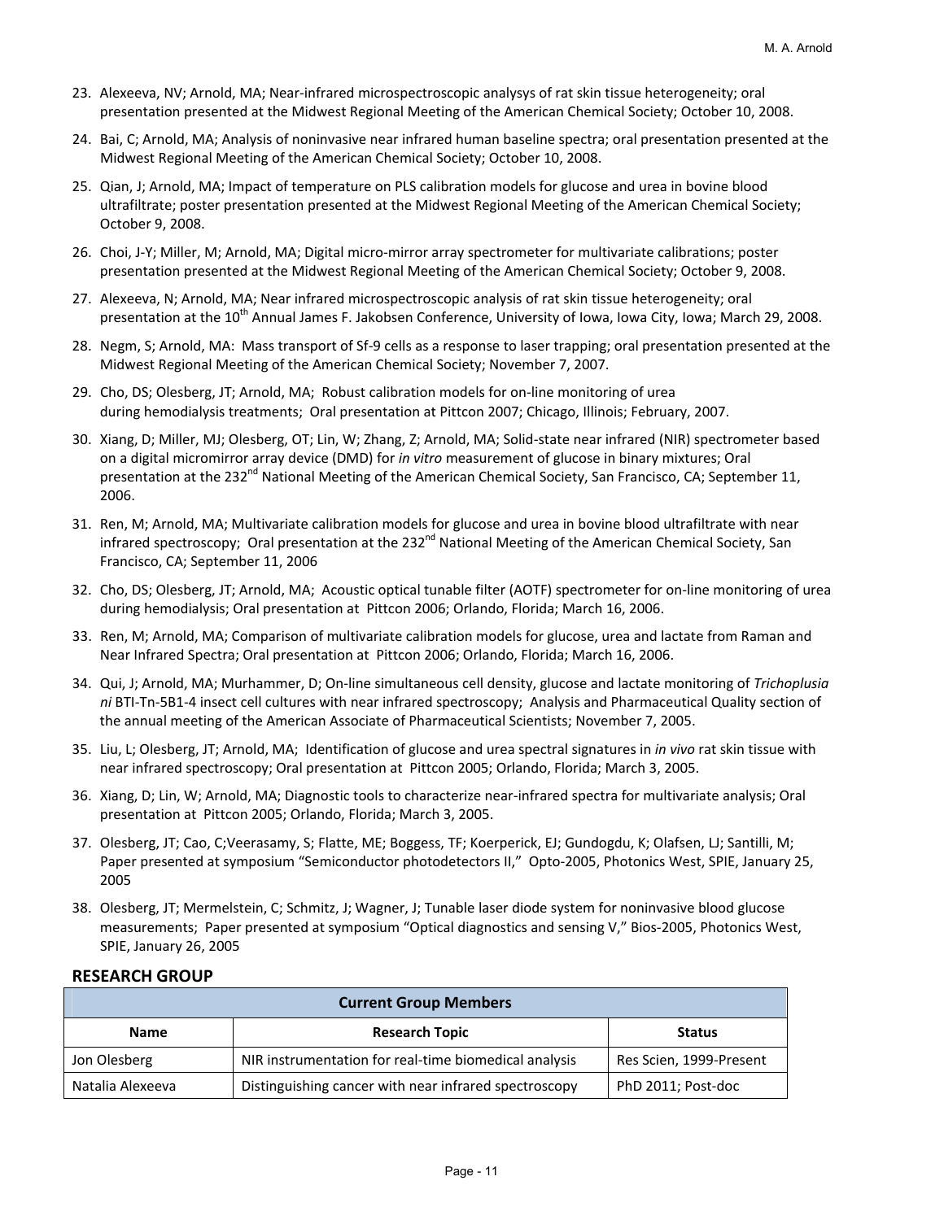23. Alexeeva, NV; Arnold, MA; Near-infrared microspectroscopic analysys of rat skin tissue heterogeneity; oral presentation presented at the Midwest Regional Meeting of the American Chemical Society; October 10, 2008.
24. Bai, C; Arnold, MA; Analysis of noninvasive near infrared human baseline spectra; oral presentation presented at the Midwest Regional Meeting of the American Chemical Society; October 10, 2008.
25. Qian, J; Arnold, MA; Impact of temperature on PLS calibration models for glucose and urea in bovine blood ultrafiltrate; poster presentation presented at the Midwest Regional Meeting of the American Chemical Society; October 9, 2008.
26. Choi, J-Y; Miller, M; Arnold, MA; Digital micro-mirror array spectrometer for multivariate calibrations; poster presentation presented at the Midwest Regional Meeting of the American Chemical Society; October 9, 2008.
27. Alexeeva, N; Arnold, MA; Near infrared microspectroscopic analysis of rat skin tissue heterogeneity; oral presentation at the 10th Annual James F. Jakobsen Conference, University of Iowa, Iowa City, Iowa; March 29, 2008.
28. Negm, S; Arnold, MA: Mass transport of Sf-9 cells as a response to laser trapping; oral presentation presented at the Midwest Regional Meeting of the American Chemical Society; November 7, 2007.
29. Cho, DS; Olesberg, JT; Arnold, MA; Robust calibration models for on-line monitoring of urea during hemodialysis treatments; Oral presentation at Pittcon 2007; Chicago, Illinois; February, 2007.
30. Xiang, D; Miller, MJ; Olesberg, OT; Lin, W; Zhang, Z; Arnold, MA; Solid-state near infrared (NIR) spectrometer based on a digital micromirror array device (DMD) for *in vitro* measurement of glucose in binary mixtures; Oral presentation at the 232nd National Meeting of the American Chemical Society, San Francisco, CA; September 11, 2006.
31. Ren, M; Arnold, MA; Multivariate calibration models for glucose and urea in bovine blood ultrafiltrate with near infrared spectroscopy; Oral presentation at the 232nd National Meeting of the American Chemical Society, San Francisco, CA; September 11, 2006
32. Cho, DS; Olesberg, JT; Arnold, MA; Acoustic optical tunable filter (AOTF) spectrometer for on-line monitoring of urea during hemodialysis; Oral presentation at Pittcon 2006; Orlando, Florida; March 16, 2006.
33. Ren, M; Arnold, MA; Comparison of multivariate calibration models for glucose, urea and lactate from Raman and Near Infrared Spectra; Oral presentation at Pittcon 2006; Orlando, Florida; March 16, 2006.
34. Qui, J; Arnold, MA; Murhammer, D; On-line simultaneous cell density, glucose and lactate monitoring of *Trichoplusia ni* BTI-Tn-5B1-4 insect cell cultures with near infrared spectroscopy; Analysis and Pharmaceutical Quality section of the annual meeting of the American Associate of Pharmaceutical Scientists; November 7, 2005.
35. Liu, L; Olesberg, JT; Arnold, MA; Identification of glucose and urea spectral signatures in *in vivo* rat skin tissue with near infrared spectroscopy; Oral presentation at Pittcon 2005; Orlando, Florida; March 3, 2005.
36. Xiang, D; Lin, W; Arnold, MA; Diagnostic tools to characterize near-infrared spectra for multivariate analysis; Oral presentation at Pittcon 2005; Orlando, Florida; March 3, 2005.
37. Olesberg, JT; Cao, C;Veerasamy, S; Flatte, ME; Boggess, TF; Koerperick, EJ; Gundogdu, K; Olafsen, LJ; Santilli, M; Paper presented at symposium "Semiconductor photodetectors II," Opto-2005, Photonics West, SPIE, January 25, 2005
38. Olesberg, JT; Mermelstein, C; Schmitz, J; Wagner, J; Tunable laser diode system for noninvasive blood glucose measurements; Paper presented at symposium "Optical diagnostics and sensing V," Bios-2005, Photonics West, SPIE, January 26, 2005

## RESEARCH GROUP

| Current Group Members | | |
|---|---|---|
| **Name** | **Research Topic** | **Status** |
| Jon Olesberg | NIR instrumentation for real-time biomedical analysis | Res Scien, 1999-Present |
| Natalia Alexeeva | Distinguishing cancer with near infrared spectroscopy | PhD 2011; Post-doc |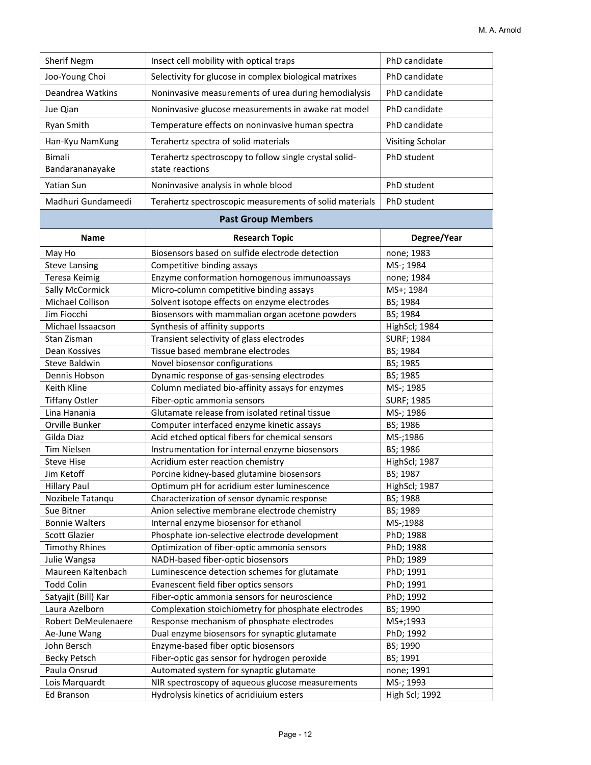| | | |
|---|---|---|
| Sherif Negm | Insect cell mobility with optical traps | PhD candidate |
| Joo-Young Choi | Selectivity for glucose in complex biological matrixes | PhD candidate |
| Deandrea Watkins | Noninvasive measurements of urea during hemodialysis | PhD candidate |
| Jue Qian | Noninvasive glucose measurements in awake rat model | PhD candidate |
| Ryan Smith | Temperature effects on noninvasive human spectra | PhD candidate |
| Han-Kyu NamKung | Terahertz spectra of solid materials | Visiting Scholar |
| Bimali Bandarananayake | Terahertz spectroscopy to follow single crystal solid-state reactions | PhD student |
| Yatian Sun | Noninvasive analysis in whole blood | PhD student |
| Madhuri Gundameedi | Terahertz spectroscopic measurements of solid materials | PhD student |

**Past Group Members**

| Name | Research Topic | Degree/Year |
|---|---|---|
| May Ho | Biosensors based on sulfide electrode detection | none; 1983 |
| Steve Lansing | Competitive binding assays | MS-; 1984 |
| Teresa Keimig | Enzyme conformation homogenous immunoassays | none; 1984 |
| Sally McCormick | Micro-column competitive binding assays | MS+; 1984 |
| Michael Collison | Solvent isotope effects on enzyme electrodes | BS; 1984 |
| Jim Fiocchi | Biosensors with mammalian organ acetone powders | BS; 1984 |
| Michael Issaacson | Synthesis of affinity supports | HighScl; 1984 |
| Stan Zisman | Transient selectivity of glass electrodes | SURF; 1984 |
| Dean Kossives | Tissue based membrane electrodes | BS; 1984 |
| Steve Baldwin | Novel biosensor configurations | BS; 1985 |
| Dennis Hobson | Dynamic response of gas-sensing electrodes | BS; 1985 |
| Keith Kline | Column mediated bio-affinity assays for enzymes | MS-; 1985 |
| Tiffany Ostler | Fiber-optic ammonia sensors | SURF; 1985 |
| Lina Hanania | Glutamate release from isolated retinal tissue | MS-; 1986 |
| Orville Bunker | Computer interfaced enzyme kinetic assays | BS; 1986 |
| Gilda Diaz | Acid etched optical fibers for chemical sensors | MS-;1986 |
| Tim Nielsen | Instrumentation for internal enzyme biosensors | BS; 1986 |
| Steve Hise | Acridium ester reaction chemistry | HighScl; 1987 |
| Jim Ketoff | Porcine kidney-based glutamine biosensors | BS; 1987 |
| Hillary Paul | Optimum pH for acridium ester luminescence | HighScl; 1987 |
| Nozibele Tatanqu | Characterization of sensor dynamic response | BS; 1988 |
| Sue Bitner | Anion selective membrane electrode chemistry | BS; 1989 |
| Bonnie Walters | Internal enzyme biosensor for ethanol | MS-;1988 |
| Scott Glazier | Phosphate ion-selective electrode development | PhD; 1988 |
| Timothy Rhines | Optimization of fiber-optic ammonia sensors | PhD; 1988 |
| Julie Wangsa | NADH-based fiber-optic biosensors | PhD; 1989 |
| Maureen Kaltenbach | Luminescence detection schemes for glutamate | PhD; 1991 |
| Todd Colin | Evanescent field fiber optics sensors | PhD; 1991 |
| Satyajit (Bill) Kar | Fiber-optic ammonia sensors for neuroscience | PhD; 1992 |
| Laura Azelborn | Complexation stoichiometry for phosphate electrodes | BS; 1990 |
| Robert DeMeulenaere | Response mechanism of phosphate electrodes | MS+;1993 |
| Ae-June Wang | Dual enzyme biosensors for synaptic glutamate | PhD; 1992 |
| John Bersch | Enzyme-based fiber optic biosensors | BS; 1990 |
| Becky Petsch | Fiber-optic gas sensor for hydrogen peroxide | BS; 1991 |
| Paula Onsrud | Automated system for synaptic glutamate | none; 1991 |
| Lois Marquardt | NIR spectroscopy of aqueous glucose measurements | MS-; 1993 |
| Ed Branson | Hydrolysis kinetics of acridiuium esters | High Scl; 1992 |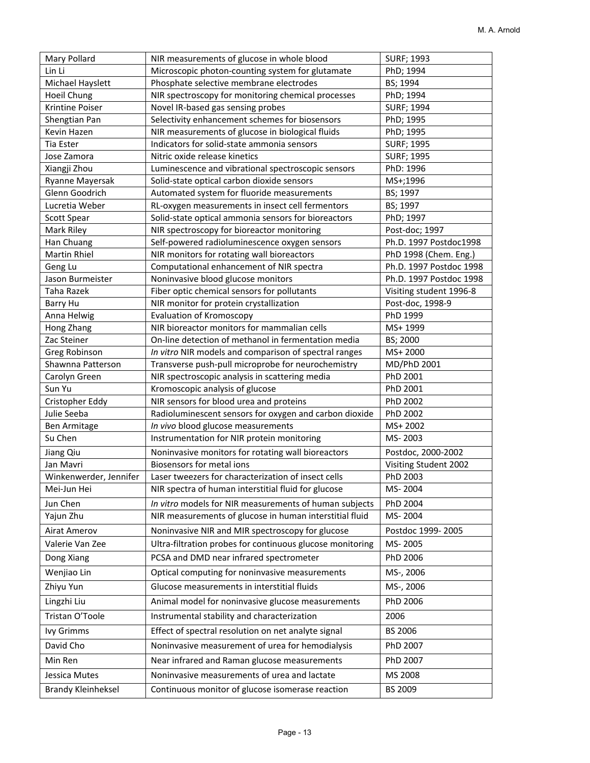| Mary Pollard | NIR measurements of glucose in whole blood | SURF; 1993 |
|---|---|---|
| Lin Li | Microscopic photon-counting system for glutamate | PhD; 1994 |
| Michael Hayslett | Phosphate selective membrane electrodes | BS; 1994 |
| Hoeil Chung | NIR spectroscopy for monitoring chemical processes | PhD; 1994 |
| Krintine Poiser | Novel IR-based gas sensing probes | SURF; 1994 |
| Shengtian Pan | Selectivity enhancement schemes for biosensors | PhD; 1995 |
| Kevin Hazen | NIR measurements of glucose in biological fluids | PhD; 1995 |
| Tia Ester | Indicators for solid-state ammonia sensors | SURF; 1995 |
| Jose Zamora | Nitric oxide release kinetics | SURF; 1995 |
| Xiangji Zhou | Luminescence and vibrational spectroscopic sensors | PhD: 1996 |
| Ryanne Mayersak | Solid-state optical carbon dioxide sensors | MS+;1996 |
| Glenn Goodrich | Automated system for fluoride measurements | BS; 1997 |
| Lucretia Weber | RL-oxygen measurements in insect cell fermentors | BS; 1997 |
| Scott Spear | Solid-state optical ammonia sensors for bioreactors | PhD; 1997 |
| Mark Riley | NIR spectroscopy for bioreactor monitoring | Post-doc; 1997 |
| Han Chuang | Self-powered radioluminescence oxygen sensors | Ph.D. 1997 Postdoc1998 |
| Martin Rhiel | NIR monitors for rotating wall bioreactors | PhD 1998 (Chem. Eng.) |
| Geng Lu | Computational enhancement of NIR spectra | Ph.D. 1997 Postdoc 1998 |
| Jason Burmeister | Noninvasive blood glucose monitors | Ph.D. 1997 Postdoc 1998 |
| Taha Razek | Fiber optic chemical sensors for pollutants | Visiting student 1996-8 |
| Barry Hu | NIR monitor for protein crystallization | Post-doc, 1998-9 |
| Anna Helwig | Evaluation of Kromoscopy | PhD 1999 |
| Hong Zhang | NIR bioreactor monitors for mammalian cells | MS+ 1999 |
| Zac Steiner | On-line detection of methanol in fermentation media | BS; 2000 |
| Greg Robinson | *In vitro* NIR models and comparison of spectral ranges | MS+ 2000 |
| Shawnna Patterson | Transverse push-pull microprobe for neurochemistry | MD/PhD 2001 |
| Carolyn Green | NIR spectroscopic analysis in scattering media | PhD 2001 |
| Sun Yu | Kromoscopic analysis of glucose | PhD 2001 |
| Cristopher Eddy | NIR sensors for blood urea and proteins | PhD 2002 |
| Julie Seeba | Radioluminescent sensors for oxygen and carbon dioxide | PhD 2002 |
| Ben Armitage | *In vivo* blood glucose measurements | MS+ 2002 |
| Su Chen | Instrumentation for NIR protein monitoring | MS- 2003 |
| Jiang Qiu | Noninvasive monitors for rotating wall bioreactors | Postdoc, 2000-2002 |
| Jan Mavri | Biosensors for metal ions | Visiting Student 2002 |
| Winkenwerder, Jennifer | Laser tweezers for characterization of insect cells | PhD 2003 |
| Mei-Jun Hei | NIR spectra of human interstitial fluid for glucose | MS- 2004 |
| Jun Chen | *In vitro* models for NIR measurements of human subjects | PhD 2004 |
| Yajun Zhu | NIR measurements of glucose in human interstitial fluid | MS- 2004 |
| Airat Amerov | Noninvasive NIR and MIR spectroscopy for glucose | Postdoc 1999- 2005 |
| Valerie Van Zee | Ultra-filtration probes for continuous glucose monitoring | MS- 2005 |
| Dong Xiang | PCSA and DMD near infrared spectrometer | PhD 2006 |
| Wenjiao Lin | Optical computing for noninvasive measurements | MS-, 2006 |
| Zhiyu Yun | Glucose measurements in interstitial fluids | MS-, 2006 |
| Lingzhi Liu | Animal model for noninvasive glucose measurements | PhD 2006 |
| Tristan O'Toole | Instrumental stability and characterization | 2006 |
| Ivy Grimms | Effect of spectral resolution on net analyte signal | BS 2006 |
| David Cho | Noninvasive measurement of urea for hemodialysis | PhD 2007 |
| Min Ren | Near infrared and Raman glucose measurements | PhD 2007 |
| Jessica Mutes | Noninvasive measurements of urea and lactate | MS 2008 |
| Brandy Kleinheksel | Continuous monitor of glucose isomerase reaction | BS 2009 |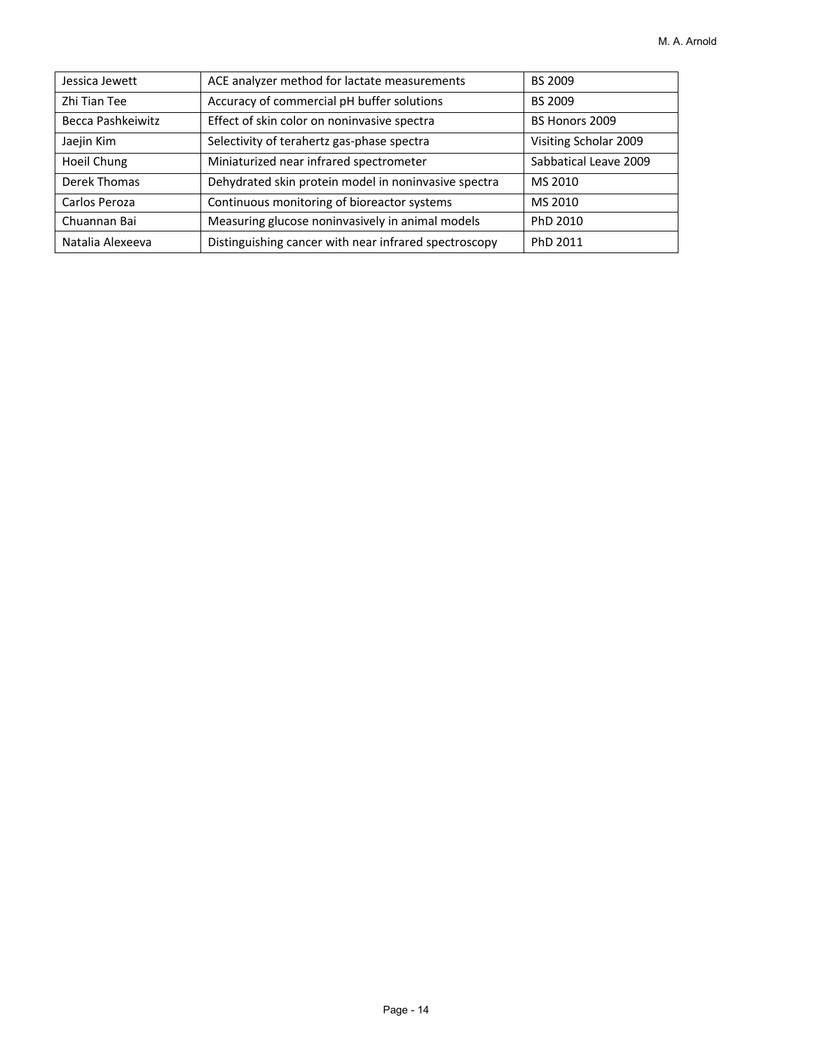| | | |
|---|---|---|
| Jessica Jewett | ACE analyzer method for lactate measurements | BS 2009 |
| Zhi Tian Tee | Accuracy of commercial pH buffer solutions | BS 2009 |
| Becca Pashkeiwitz | Effect of skin color on noninvasive spectra | BS Honors 2009 |
| Jaejin Kim | Selectivity of terahertz gas-phase spectra | Visiting Scholar 2009 |
| Hoeil Chung | Miniaturized near infrared spectrometer | Sabbatical Leave 2009 |
| Derek Thomas | Dehydrated skin protein model in noninvasive spectra | MS 2010 |
| Carlos Peroza | Continuous monitoring of bioreactor systems | MS 2010 |
| Chuannan Bai | Measuring glucose noninvasively in animal models | PhD 2010 |
| Natalia Alexeeva | Distinguishing cancer with near infrared spectroscopy | PhD 2011 |